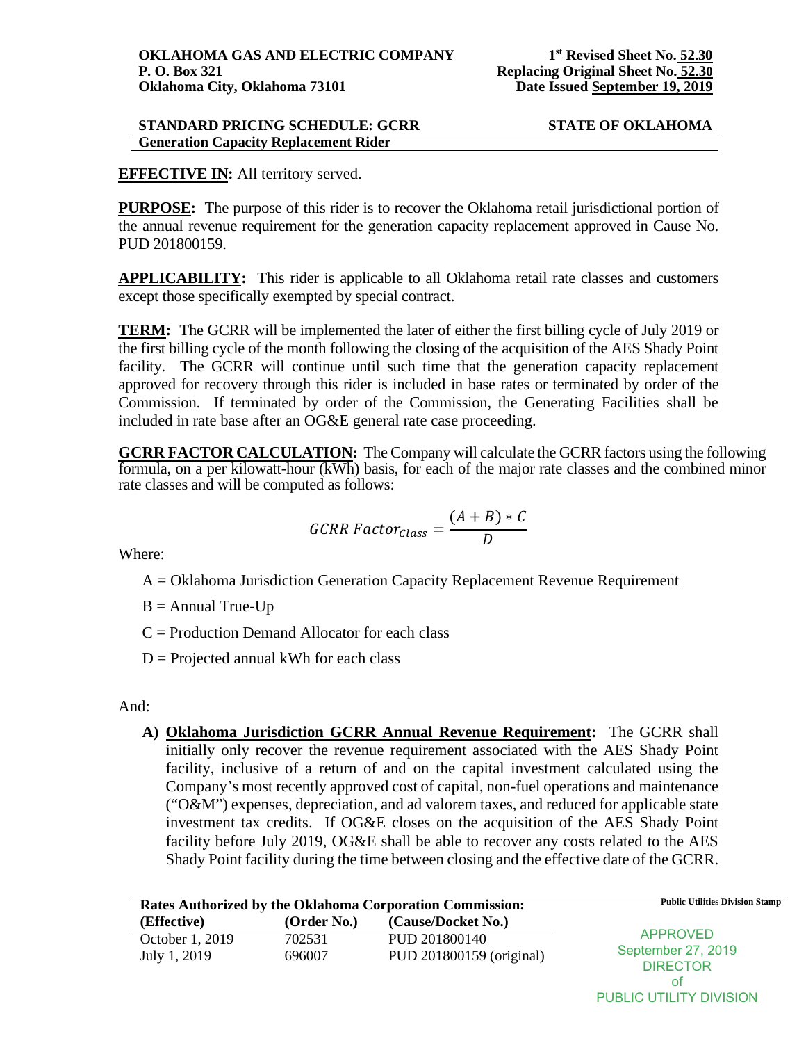**OKLAHOMA GAS AND ELECTRIC COMPANY**
**P. O. Box 321**
**Oklahoma City, Oklahoma 73101**

**1st Revised Sheet No. 52.30**
**Replacing Original Sheet No. 52.30**
**Date Issued September 19, 2019**

**STANDARD PRICING SCHEDULE: GCRR** **STATE OF OKLAHOMA**
**Generation Capacity Replacement Rider**

**EFFECTIVE IN:** All territory served.

**PURPOSE:** The purpose of this rider is to recover the Oklahoma retail jurisdictional portion of the annual revenue requirement for the generation capacity replacement approved in Cause No. PUD 201800159.

**APPLICABILITY:** This rider is applicable to all Oklahoma retail rate classes and customers except those specifically exempted by special contract.

**TERM:** The GCRR will be implemented the later of either the first billing cycle of July 2019 or the first billing cycle of the month following the closing of the acquisition of the AES Shady Point facility. The GCRR will continue until such time that the generation capacity replacement approved for recovery through this rider is included in base rates or terminated by order of the Commission. If terminated by order of the Commission, the Generating Facilities shall be included in rate base after an OG&E general rate case proceeding.

**GCRR FACTOR CALCULATION:** The Company will calculate the GCRR factors using the following formula, on a per kilowatt-hour (kWh) basis, for each of the major rate classes and the combined minor rate classes and will be computed as follows:

$$GCRR\ Factor_{Class} = \frac{(A + B) * C}{D}$$

Where:

A = Oklahoma Jurisdiction Generation Capacity Replacement Revenue Requirement

B = Annual True-Up

C = Production Demand Allocator for each class

D = Projected annual kWh for each class

And:

**A) Oklahoma Jurisdiction GCRR Annual Revenue Requirement:** The GCRR shall initially only recover the revenue requirement associated with the AES Shady Point facility, inclusive of a return of and on the capital investment calculated using the Company's most recently approved cost of capital, non-fuel operations and maintenance ("O&M") expenses, depreciation, and ad valorem taxes, and reduced for applicable state investment tax credits. If OG&E closes on the acquisition of the AES Shady Point facility before July 2019, OG&E shall be able to recover any costs related to the AES Shady Point facility during the time between closing and the effective date of the GCRR.

**Rates Authorized by the Oklahoma Corporation Commission:**

| (Effective) | (Order No.) | (Cause/Docket No.) |
|---|---|---|
| October 1, 2019 | 702531 | PUD 201800140 |
| July 1, 2019 | 696007 | PUD 201800159 (original) |

Public Utilities Division Stamp

APPROVED
September 27, 2019
DIRECTOR
of
PUBLIC UTILITY DIVISION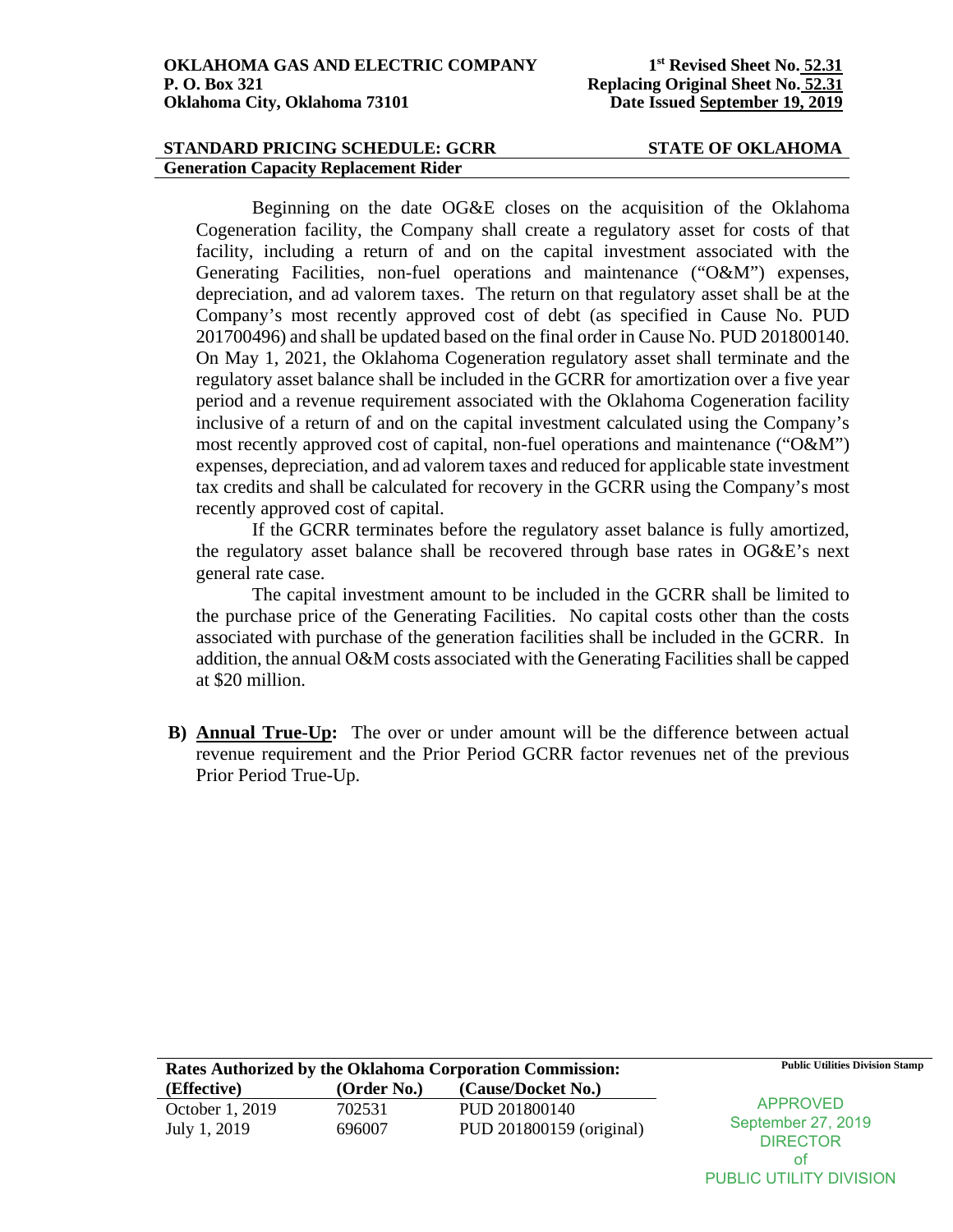Beginning on the date OG&E closes on the acquisition of the Oklahoma Cogeneration facility, the Company shall create a regulatory asset for costs of that facility, including a return of and on the capital investment associated with the Generating Facilities, non-fuel operations and maintenance ("O&M") expenses, depreciation, and ad valorem taxes. The return on that regulatory asset shall be at the Company's most recently approved cost of debt (as specified in Cause No. PUD 201700496) and shall be updated based on the final order in Cause No. PUD 201800140. On May 1, 2021, the Oklahoma Cogeneration regulatory asset shall terminate and the regulatory asset balance shall be included in the GCRR for amortization over a five year period and a revenue requirement associated with the Oklahoma Cogeneration facility inclusive of a return of and on the capital investment calculated using the Company's most recently approved cost of capital, non-fuel operations and maintenance ("O&M") expenses, depreciation, and ad valorem taxes and reduced for applicable state investment tax credits and shall be calculated for recovery in the GCRR using the Company's most recently approved cost of capital.

If the GCRR terminates before the regulatory asset balance is fully amortized, the regulatory asset balance shall be recovered through base rates in OG&E's next general rate case.

The capital investment amount to be included in the GCRR shall be limited to the purchase price of the Generating Facilities. No capital costs other than the costs associated with purchase of the generation facilities shall be included in the GCRR. In addition, the annual O&M costs associated with the Generating Facilities shall be capped at $20 million.

**B) Annual True-Up:** The over or under amount will be the difference between actual revenue requirement and the Prior Period GCRR factor revenues net of the previous Prior Period True-Up.

**Rates Authorized by the Oklahoma Corporation Commission:**

| (Effective) | (Order No.) | (Cause/Docket No.) |
|---|---|---|
| October 1, 2019 | 702531 | PUD 201800140 |
| July 1, 2019 | 696007 | PUD 201800159 (original) |

Public Utilities Division Stamp

APPROVED
September 27, 2019
DIRECTOR
of
PUBLIC UTILITY DIVISION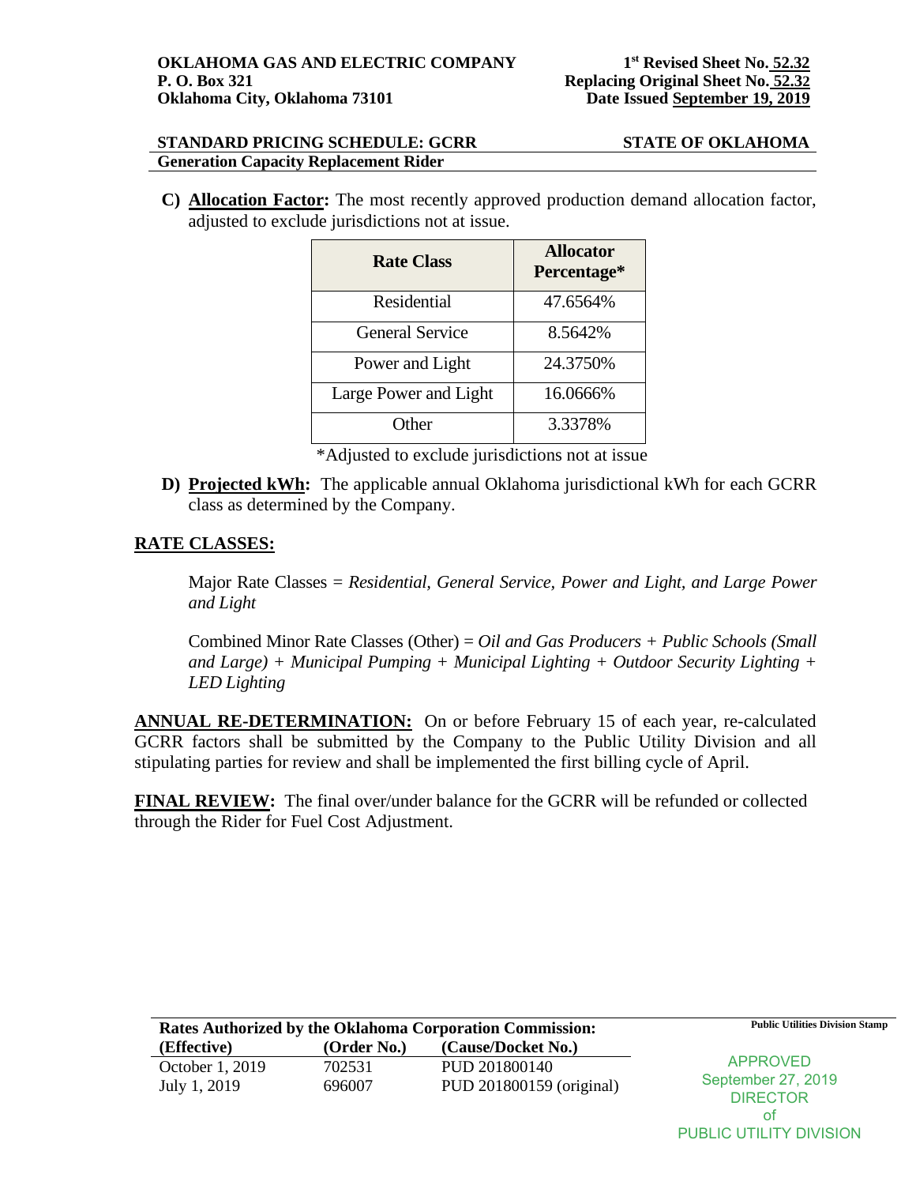**OKLAHOMA GAS AND ELECTRIC COMPANY**
**P. O. Box 321**
**Oklahoma City, Oklahoma 73101**

**1st Revised Sheet No. 52.32**
**Replacing Original Sheet No. 52.32**
**Date Issued September 19, 2019**

**STANDARD PRICING SCHEDULE: GCRR** **STATE OF OKLAHOMA**
**Generation Capacity Replacement Rider**

**C) Allocation Factor:** The most recently approved production demand allocation factor, adjusted to exclude jurisdictions not at issue.

| Rate Class | Allocator Percentage* |
|---|---|
| Residential | 47.6564% |
| General Service | 8.5642% |
| Power and Light | 24.3750% |
| Large Power and Light | 16.0666% |
| Other | 3.3378% |

*Adjusted to exclude jurisdictions not at issue

**D) Projected kWh:** The applicable annual Oklahoma jurisdictional kWh for each GCRR class as determined by the Company.

**RATE CLASSES:**

Major Rate Classes = *Residential, General Service, Power and Light, and Large Power and Light*

Combined Minor Rate Classes (Other) = *Oil and Gas Producers + Public Schools (Small and Large) + Municipal Pumping + Municipal Lighting + Outdoor Security Lighting + LED Lighting*

**ANNUAL RE-DETERMINATION:** On or before February 15 of each year, re-calculated GCRR factors shall be submitted by the Company to the Public Utility Division and all stipulating parties for review and shall be implemented the first billing cycle of April.

**FINAL REVIEW:** The final over/under balance for the GCRR will be refunded or collected through the Rider for Fuel Cost Adjustment.

**Rates Authorized by the Oklahoma Corporation Commission:**

| (Effective) | (Order No.) | (Cause/Docket No.) |
|---|---|---|
| October 1, 2019 | 702531 | PUD 201800140 |
| July 1, 2019 | 696007 | PUD 201800159 (original) |

**Public Utilities Division Stamp**

APPROVED
September 27, 2019
DIRECTOR
of
PUBLIC UTILITY DIVISION